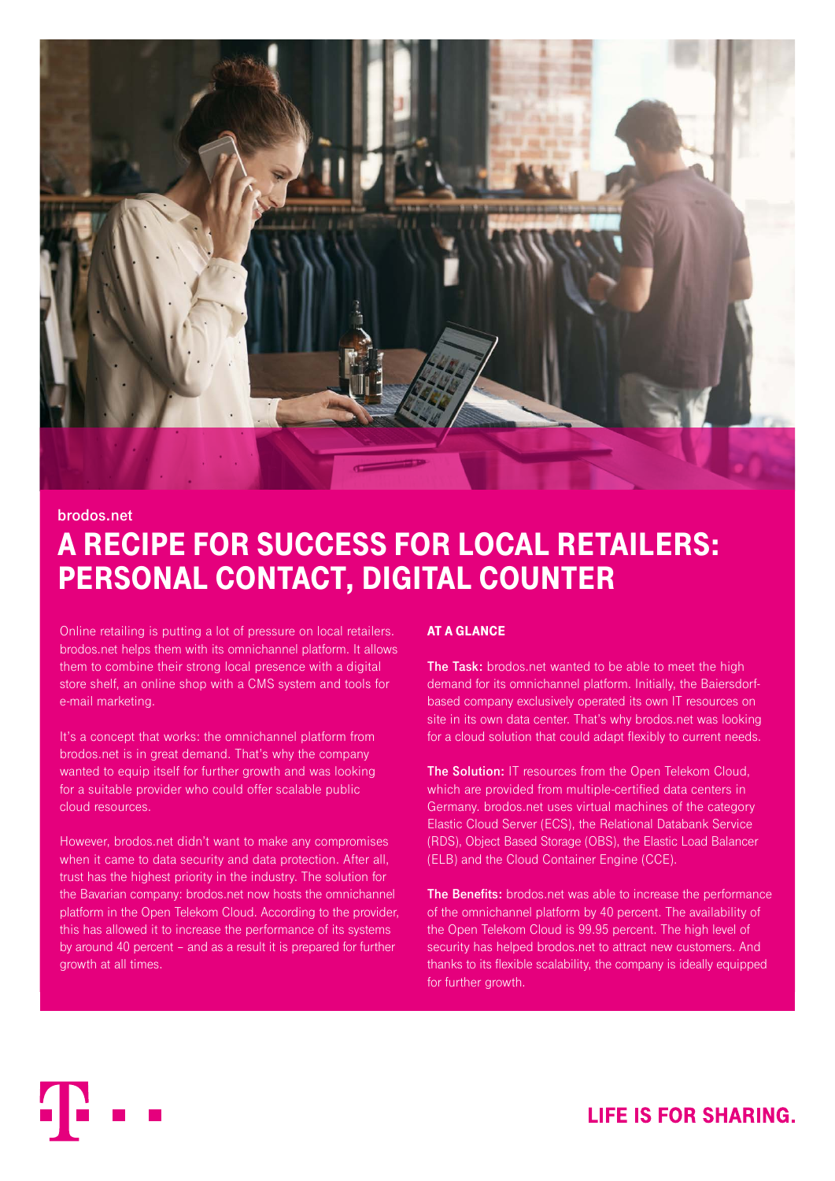brodos.net

# A RECIPE FOR SUCCESS FOR LOCAL RETAILERS: PERSONAL CONTACT, DIGITAL COUNTER

Online retailing is putting a lot of pressure on local retailers. brodos.net helps them with its omnichannel platform. It allows them to combine their strong local presence with a digital store shelf, an online shop with a CMS system and tools for e-mail marketing.

It's a concept that works: the omnichannel platform from brodos.net is in great demand. That's why the company wanted to equip itself for further growth and was looking for a suitable provider who could offer scalable public cloud resources.

However, brodos.net didn't want to make any compromises when it came to data security and data protection. After all, trust has the highest priority in the industry. The solution for the Bavarian company: brodos.net now hosts the omnichannel platform in the Open Telekom Cloud. According to the provider, this has allowed it to increase the performance of its systems by around 40 percent – and as a result it is prepared for further growth at all times.

## AT A GLANCE

**The Task:** brodos.net wanted to be able to meet the high demand for its omnichannel platform. Initially, the Baiersdorf-based company exclusively operated its own IT resources on site in its own data center. That's why brodos.net was looking for a cloud solution that could adapt flexibly to current needs.

**The Solution:** IT resources from the Open Telekom Cloud, which are provided from multiple-certified data centers in Germany. brodos.net uses virtual machines of the category Elastic Cloud Server (ECS), the Relational Databank Service (RDS), Object Based Storage (OBS), the Elastic Load Balancer (ELB) and the Cloud Container Engine (CCE).

**The Benefits:** brodos.net was able to increase the performance of the omnichannel platform by 40 percent. The availability of the Open Telekom Cloud is 99.95 percent. The high level of security has helped brodos.net to attract new customers. And thanks to its flexible scalability, the company is ideally equipped for further growth.

LIFE IS FOR SHARING.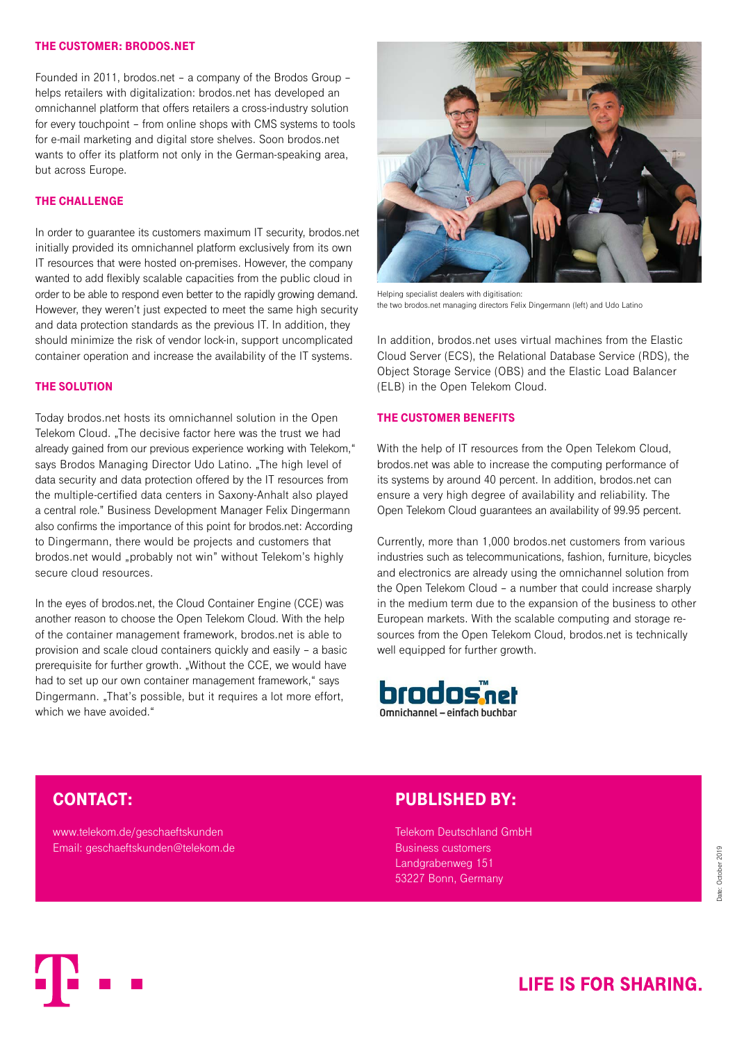## THE CUSTOMER: BRODOS.NET

Founded in 2011, brodos.net – a company of the Brodos Group – helps retailers with digitalization: brodos.net has developed an omnichannel platform that offers retailers a cross-industry solution for every touchpoint – from online shops with CMS systems to tools for e-mail marketing and digital store shelves. Soon brodos.net wants to offer its platform not only in the German-speaking area, but across Europe.

## THE CHALLENGE

In order to guarantee its customers maximum IT security, brodos.net initially provided its omnichannel platform exclusively from its own IT resources that were hosted on-premises. However, the company wanted to add flexibly scalable capacities from the public cloud in order to be able to respond even better to the rapidly growing demand. However, they weren't just expected to meet the same high security and data protection standards as the previous IT. In addition, they should minimize the risk of vendor lock-in, support uncomplicated container operation and increase the availability of the IT systems.

## THE SOLUTION

Today brodos.net hosts its omnichannel solution in the Open Telekom Cloud. „The decisive factor here was the trust we had already gained from our previous experience working with Telekom," says Brodos Managing Director Udo Latino. „The high level of data security and data protection offered by the IT resources from the multiple-certified data centers in Saxony-Anhalt also played a central role." Business Development Manager Felix Dingermann also confirms the importance of this point for brodos.net: According to Dingermann, there would be projects and customers that brodos.net would „probably not win" without Telekom's highly secure cloud resources.

In the eyes of brodos.net, the Cloud Container Engine (CCE) was another reason to choose the Open Telekom Cloud. With the help of the container management framework, brodos.net is able to provision and scale cloud containers quickly and easily – a basic prerequisite for further growth. „Without the CCE, we would have had to set up our own container management framework," says Dingermann. „That's possible, but it requires a lot more effort, which we have avoided."

Helping specialist dealers with digitisation:
the two brodos.net managing directors Felix Dingermann (left) and Udo Latino

In addition, brodos.net uses virtual machines from the Elastic Cloud Server (ECS), the Relational Database Service (RDS), the Object Storage Service (OBS) and the Elastic Load Balancer (ELB) in the Open Telekom Cloud.

## THE CUSTOMER BENEFITS

With the help of IT resources from the Open Telekom Cloud, brodos.net was able to increase the computing performance of its systems by around 40 percent. In addition, brodos.net can ensure a very high degree of availability and reliability. The Open Telekom Cloud guarantees an availability of 99.95 percent.

Currently, more than 1,000 brodos.net customers from various industries such as telecommunications, fashion, furniture, bicycles and electronics are already using the omnichannel solution from the Open Telekom Cloud – a number that could increase sharply in the medium term due to the expansion of the business to other European markets. With the scalable computing and storage resources from the Open Telekom Cloud, brodos.net is technically well equipped for further growth.

brodos.net™
Omnichannel – einfach buchbar

## CONTACT:

www.telekom.de/geschaeftskunden
Email: geschaeftskunden@telekom.de

## PUBLISHED BY:

Telekom Deutschland GmbH
Business customers
Landgrabenweg 151
53227 Bonn, Germany

Date: October 2019

LIFE IS FOR SHARING.